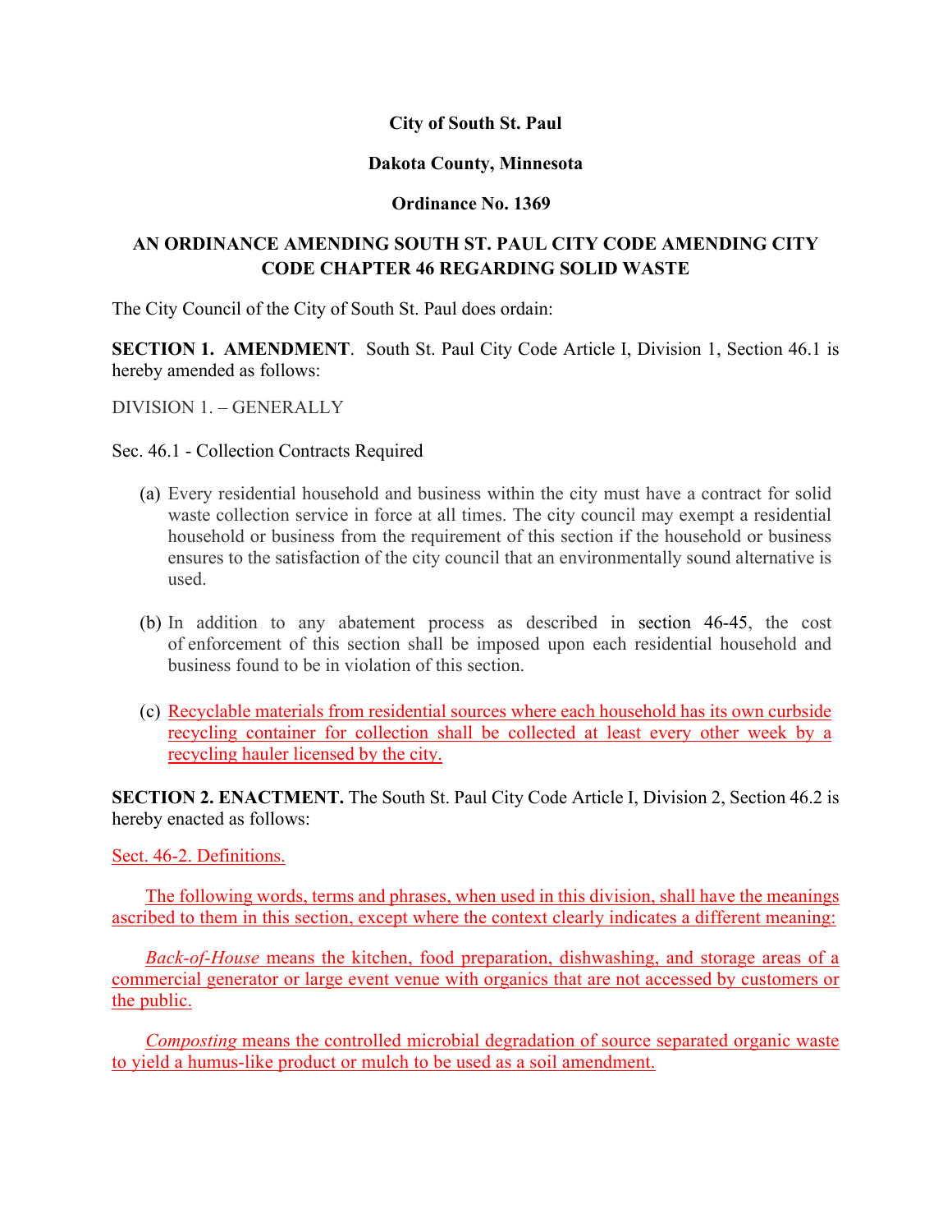**City of South St. Paul**

**Dakota County, Minnesota**

**Ordinance No. 1369**

**AN ORDINANCE AMENDING SOUTH ST. PAUL CITY CODE AMENDING CITY CODE CHAPTER 46 REGARDING SOLID WASTE**

The City Council of the City of South St. Paul does ordain:

**SECTION 1. AMENDMENT**. South St. Paul City Code Article I, Division 1, Section 46.1 is hereby amended as follows:

DIVISION 1. – GENERALLY

Sec. 46.1 - Collection Contracts Required

(a) Every residential household and business within the city must have a contract for solid waste collection service in force at all times. The city council may exempt a residential household or business from the requirement of this section if the household or business ensures to the satisfaction of the city council that an environmentally sound alternative is used.

(b) In addition to any abatement process as described in section 46-45, the cost of enforcement of this section shall be imposed upon each residential household and business found to be in violation of this section.

(c) Recyclable materials from residential sources where each household has its own curbside recycling container for collection shall be collected at least every other week by a recycling hauler licensed by the city.

**SECTION 2. ENACTMENT.** The South St. Paul City Code Article I, Division 2, Section 46.2 is hereby enacted as follows:

Sect. 46-2. Definitions.

The following words, terms and phrases, when used in this division, shall have the meanings ascribed to them in this section, except where the context clearly indicates a different meaning:

*Back-of-House* means the kitchen, food preparation, dishwashing, and storage areas of a commercial generator or large event venue with organics that are not accessed by customers or the public.

*Composting* means the controlled microbial degradation of source separated organic waste to yield a humus-like product or mulch to be used as a soil amendment.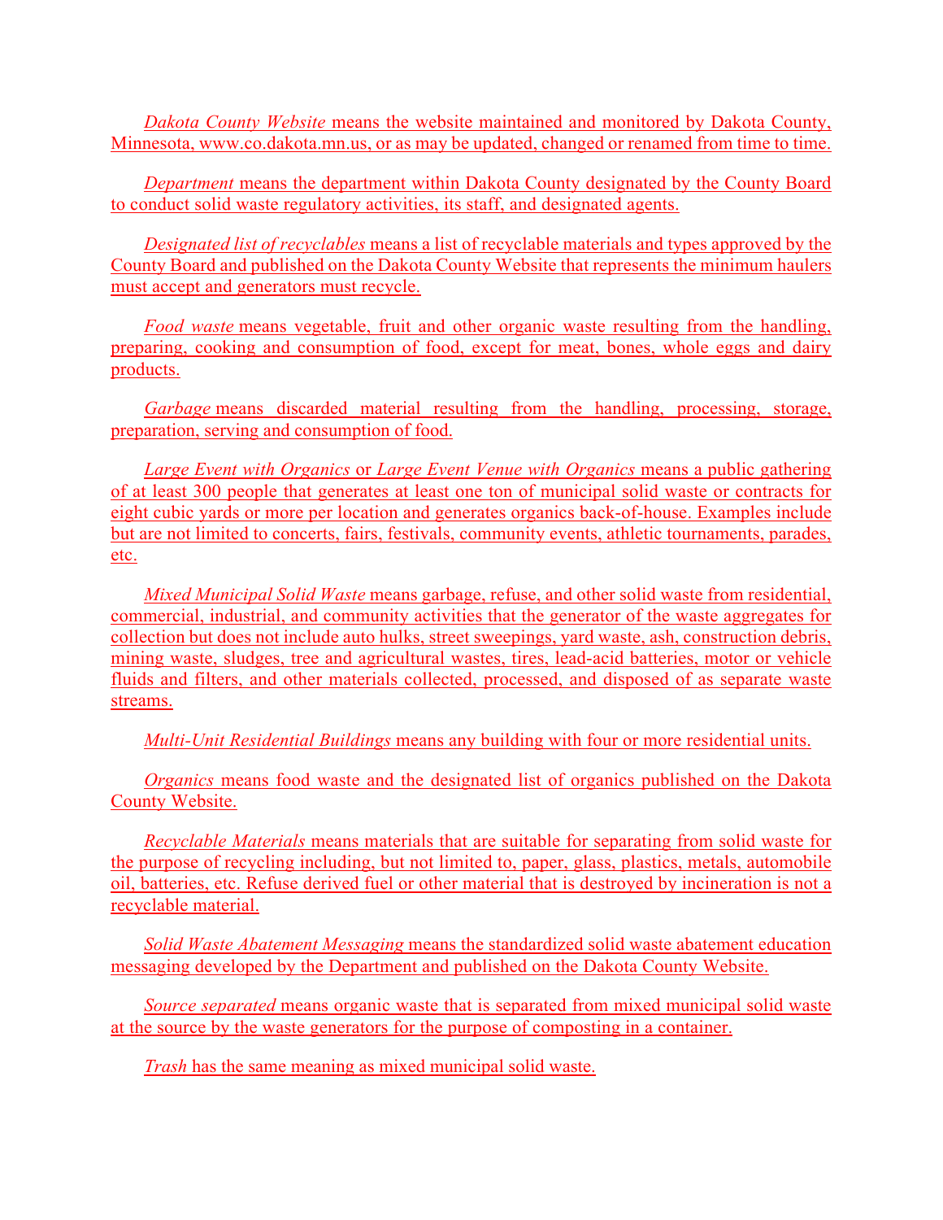*Dakota County Website* means the website maintained and monitored by Dakota County, Minnesota, www.co.dakota.mn.us, or as may be updated, changed or renamed from time to time.

*Department* means the department within Dakota County designated by the County Board to conduct solid waste regulatory activities, its staff, and designated agents.

*Designated list of recyclables* means a list of recyclable materials and types approved by the County Board and published on the Dakota County Website that represents the minimum haulers must accept and generators must recycle.

*Food waste* means vegetable, fruit and other organic waste resulting from the handling, preparing, cooking and consumption of food, except for meat, bones, whole eggs and dairy products.

*Garbage* means discarded material resulting from the handling, processing, storage, preparation, serving and consumption of food.

*Large Event with Organics* or *Large Event Venue with Organics* means a public gathering of at least 300 people that generates at least one ton of municipal solid waste or contracts for eight cubic yards or more per location and generates organics back-of-house. Examples include but are not limited to concerts, fairs, festivals, community events, athletic tournaments, parades, etc.

*Mixed Municipal Solid Waste* means garbage, refuse, and other solid waste from residential, commercial, industrial, and community activities that the generator of the waste aggregates for collection but does not include auto hulks, street sweepings, yard waste, ash, construction debris, mining waste, sludges, tree and agricultural wastes, tires, lead-acid batteries, motor or vehicle fluids and filters, and other materials collected, processed, and disposed of as separate waste streams.

*Multi-Unit Residential Buildings* means any building with four or more residential units.

*Organics* means food waste and the designated list of organics published on the Dakota County Website.

*Recyclable Materials* means materials that are suitable for separating from solid waste for the purpose of recycling including, but not limited to, paper, glass, plastics, metals, automobile oil, batteries, etc. Refuse derived fuel or other material that is destroyed by incineration is not a recyclable material.

*Solid Waste Abatement Messaging* means the standardized solid waste abatement education messaging developed by the Department and published on the Dakota County Website.

*Source separated* means organic waste that is separated from mixed municipal solid waste at the source by the waste generators for the purpose of composting in a container.

*Trash* has the same meaning as mixed municipal solid waste.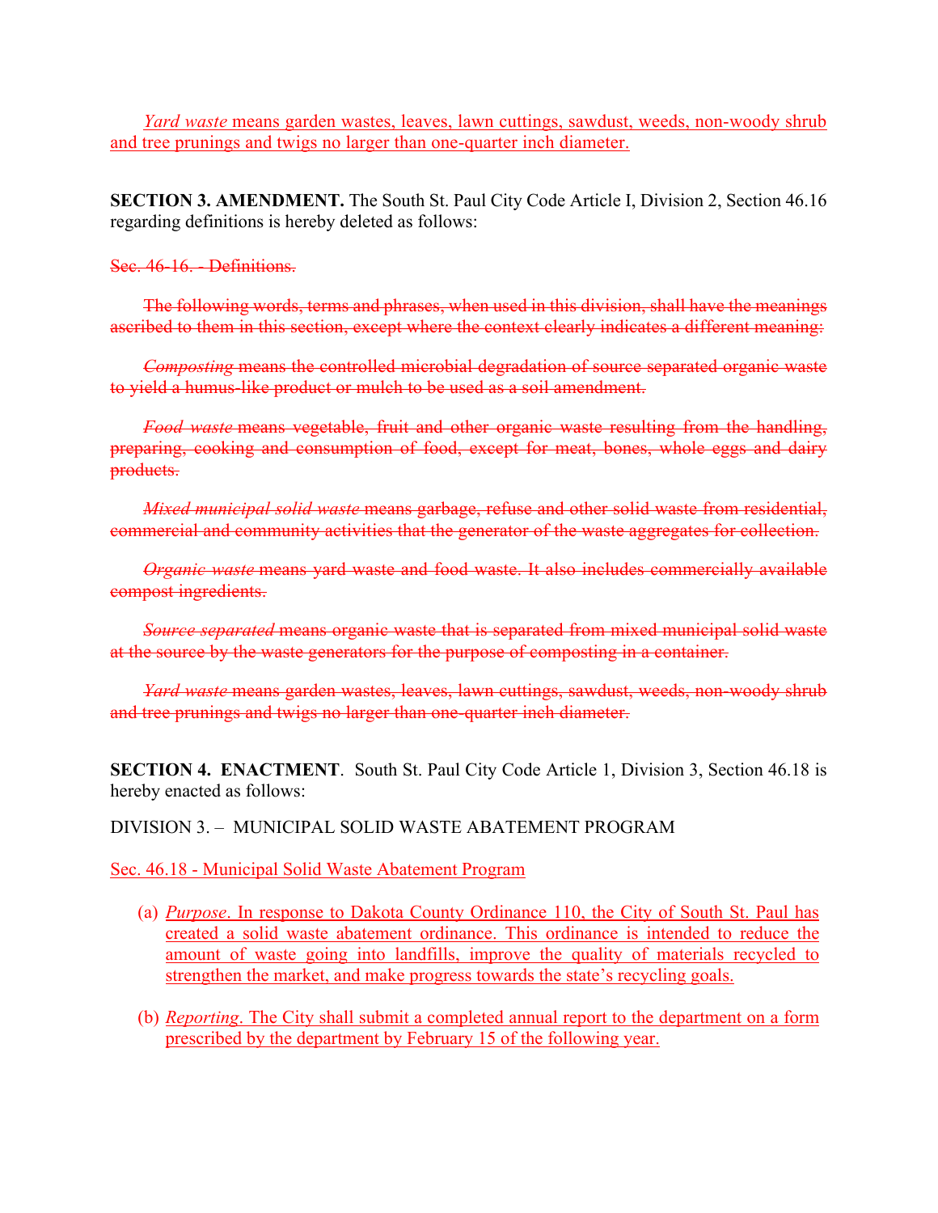*Yard waste* means garden wastes, leaves, lawn cuttings, sawdust, weeds, non-woody shrub and tree prunings and twigs no larger than one-quarter inch diameter.

**SECTION 3. AMENDMENT.** The South St. Paul City Code Article I, Division 2, Section 46.16 regarding definitions is hereby deleted as follows:

~~Sec. 46-16. - Definitions.~~

~~The following words, terms and phrases, when used in this division, shall have the meanings ascribed to them in this section, except where the context clearly indicates a different meaning:~~

~~*Composting* means the controlled microbial degradation of source separated organic waste to yield a humus-like product or mulch to be used as a soil amendment.~~

~~*Food waste* means vegetable, fruit and other organic waste resulting from the handling, preparing, cooking and consumption of food, except for meat, bones, whole eggs and dairy products.~~

~~*Mixed municipal solid waste* means garbage, refuse and other solid waste from residential, commercial and community activities that the generator of the waste aggregates for collection.~~

~~*Organic waste* means yard waste and food waste. It also includes commercially available compost ingredients.~~

~~*Source separated* means organic waste that is separated from mixed municipal solid waste at the source by the waste generators for the purpose of composting in a container.~~

~~*Yard waste* means garden wastes, leaves, lawn cuttings, sawdust, weeds, non-woody shrub and tree prunings and twigs no larger than one-quarter inch diameter.~~

**SECTION 4. ENACTMENT**. South St. Paul City Code Article 1, Division 3, Section 46.18 is hereby enacted as follows:

DIVISION 3. – MUNICIPAL SOLID WASTE ABATEMENT PROGRAM

Sec. 46.18 - Municipal Solid Waste Abatement Program

(a) *Purpose*. In response to Dakota County Ordinance 110, the City of South St. Paul has created a solid waste abatement ordinance. This ordinance is intended to reduce the amount of waste going into landfills, improve the quality of materials recycled to strengthen the market, and make progress towards the state's recycling goals.

(b) *Reporting*. The City shall submit a completed annual report to the department on a form prescribed by the department by February 15 of the following year.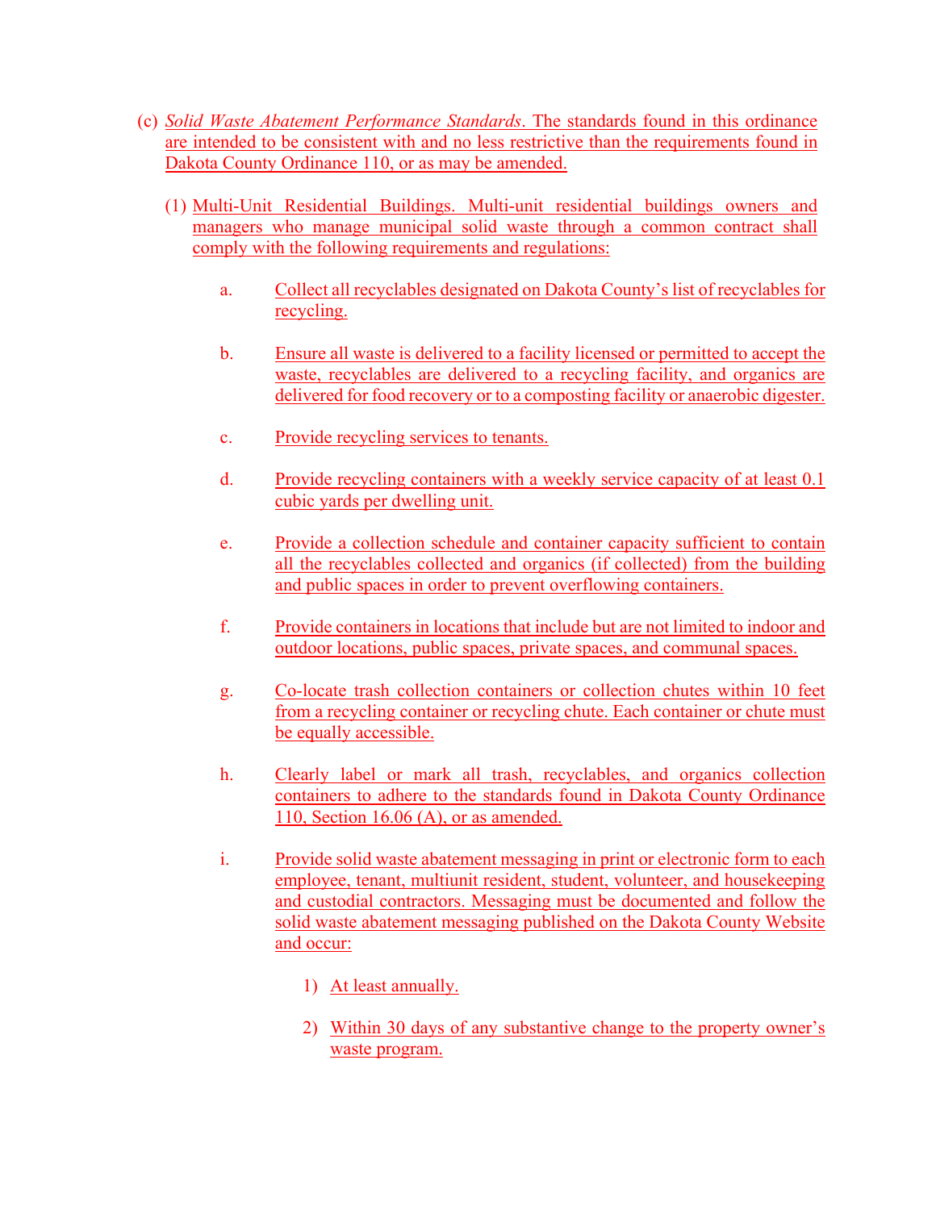(c) *Solid Waste Abatement Performance Standards*. The standards found in this ordinance are intended to be consistent with and no less restrictive than the requirements found in Dakota County Ordinance 110, or as may be amended.

(1) Multi-Unit Residential Buildings. Multi-unit residential buildings owners and managers who manage municipal solid waste through a common contract shall comply with the following requirements and regulations:

a. Collect all recyclables designated on Dakota County's list of recyclables for recycling.

b. Ensure all waste is delivered to a facility licensed or permitted to accept the waste, recyclables are delivered to a recycling facility, and organics are delivered for food recovery or to a composting facility or anaerobic digester.

c. Provide recycling services to tenants.

d. Provide recycling containers with a weekly service capacity of at least 0.1 cubic yards per dwelling unit.

e. Provide a collection schedule and container capacity sufficient to contain all the recyclables collected and organics (if collected) from the building and public spaces in order to prevent overflowing containers.

f. Provide containers in locations that include but are not limited to indoor and outdoor locations, public spaces, private spaces, and communal spaces.

g. Co-locate trash collection containers or collection chutes within 10 feet from a recycling container or recycling chute. Each container or chute must be equally accessible.

h. Clearly label or mark all trash, recyclables, and organics collection containers to adhere to the standards found in Dakota County Ordinance 110, Section 16.06 (A), or as amended.

i. Provide solid waste abatement messaging in print or electronic form to each employee, tenant, multiunit resident, student, volunteer, and housekeeping and custodial contractors. Messaging must be documented and follow the solid waste abatement messaging published on the Dakota County Website and occur:

1) At least annually.

2) Within 30 days of any substantive change to the property owner's waste program.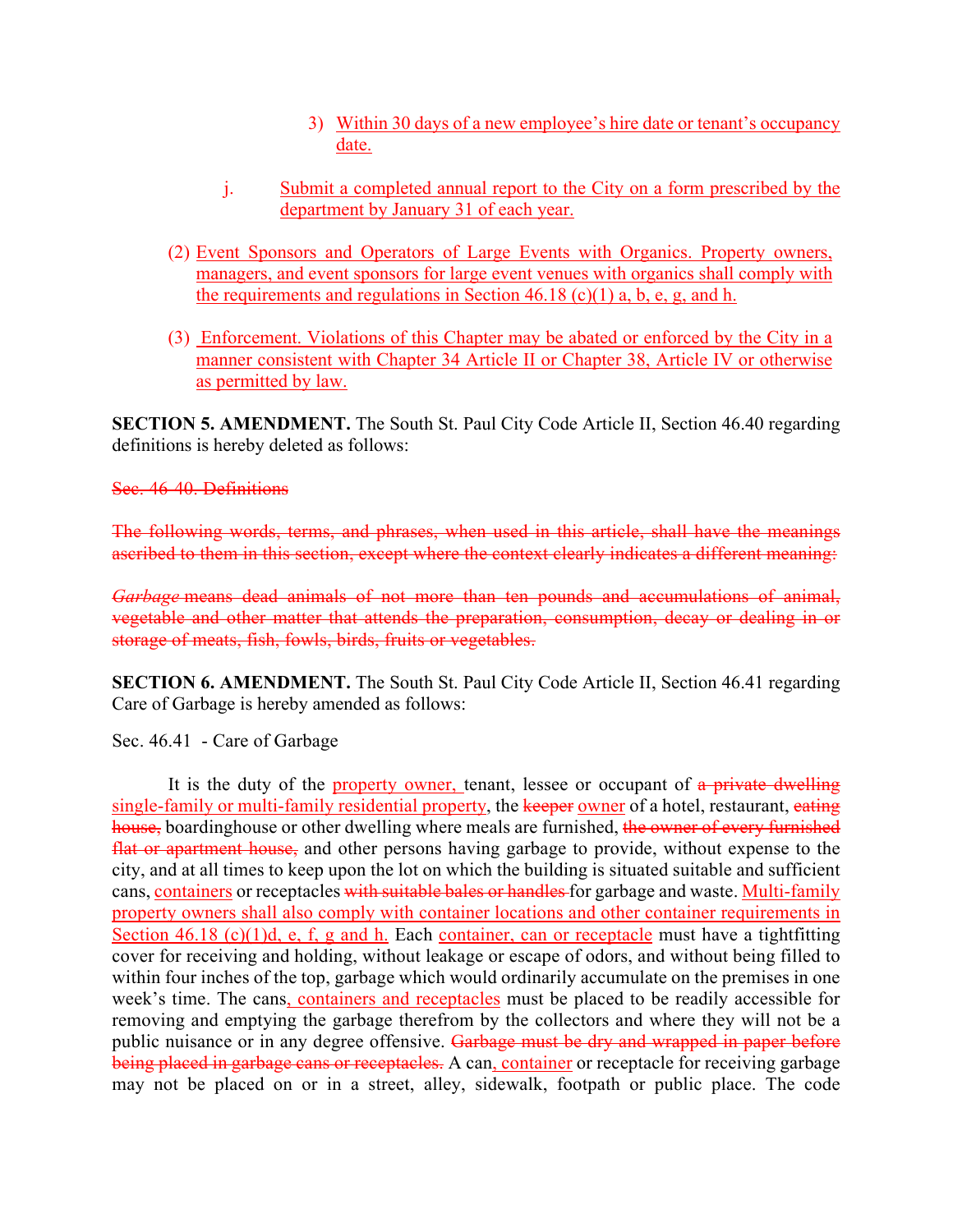3) Within 30 days of a new employee's hire date or tenant's occupancy date.

j. Submit a completed annual report to the City on a form prescribed by the department by January 31 of each year.

(2) Event Sponsors and Operators of Large Events with Organics. Property owners, managers, and event sponsors for large event venues with organics shall comply with the requirements and regulations in Section 46.18 (c)(1) a, b, e, g, and h.

(3) Enforcement. Violations of this Chapter may be abated or enforced by the City in a manner consistent with Chapter 34 Article II or Chapter 38, Article IV or otherwise as permitted by law.

**SECTION 5. AMENDMENT.** The South St. Paul City Code Article II, Section 46.40 regarding definitions is hereby deleted as follows:

~~Sec. 46-40. Definitions~~

~~The following words, terms, and phrases, when used in this article, shall have the meanings ascribed to them in this section, except where the context clearly indicates a different meaning:~~

~~*Garbage* means dead animals of not more than ten pounds and accumulations of animal, vegetable and other matter that attends the preparation, consumption, decay or dealing in or storage of meats, fish, fowls, birds, fruits or vegetables.~~

**SECTION 6. AMENDMENT.** The South St. Paul City Code Article II, Section 46.41 regarding Care of Garbage is hereby amended as follows:

Sec. 46.41 - Care of Garbage

It is the duty of the property owner, tenant, lessee or occupant of ~~a private dwelling~~ single-family or multi-family residential property, the ~~keeper~~ owner of a hotel, restaurant, ~~eating house,~~ boardinghouse or other dwelling where meals are furnished, ~~the owner of every furnished flat or apartment house,~~ and other persons having garbage to provide, without expense to the city, and at all times to keep upon the lot on which the building is situated suitable and sufficient cans, containers or receptacles ~~with suitable bales or handles~~ for garbage and waste. Multi-family property owners shall also comply with container locations and other container requirements in Section 46.18 (c)(1)d, e, f, g and h. Each container, can or receptacle must have a tightfitting cover for receiving and holding, without leakage or escape of odors, and without being filled to within four inches of the top, garbage which would ordinarily accumulate on the premises in one week's time. The cans, containers and receptacles must be placed to be readily accessible for removing and emptying the garbage therefrom by the collectors and where they will not be a public nuisance or in any degree offensive. ~~Garbage must be dry and wrapped in paper before being placed in garbage cans or receptacles.~~ A can, container or receptacle for receiving garbage may not be placed on or in a street, alley, sidewalk, footpath or public place. The code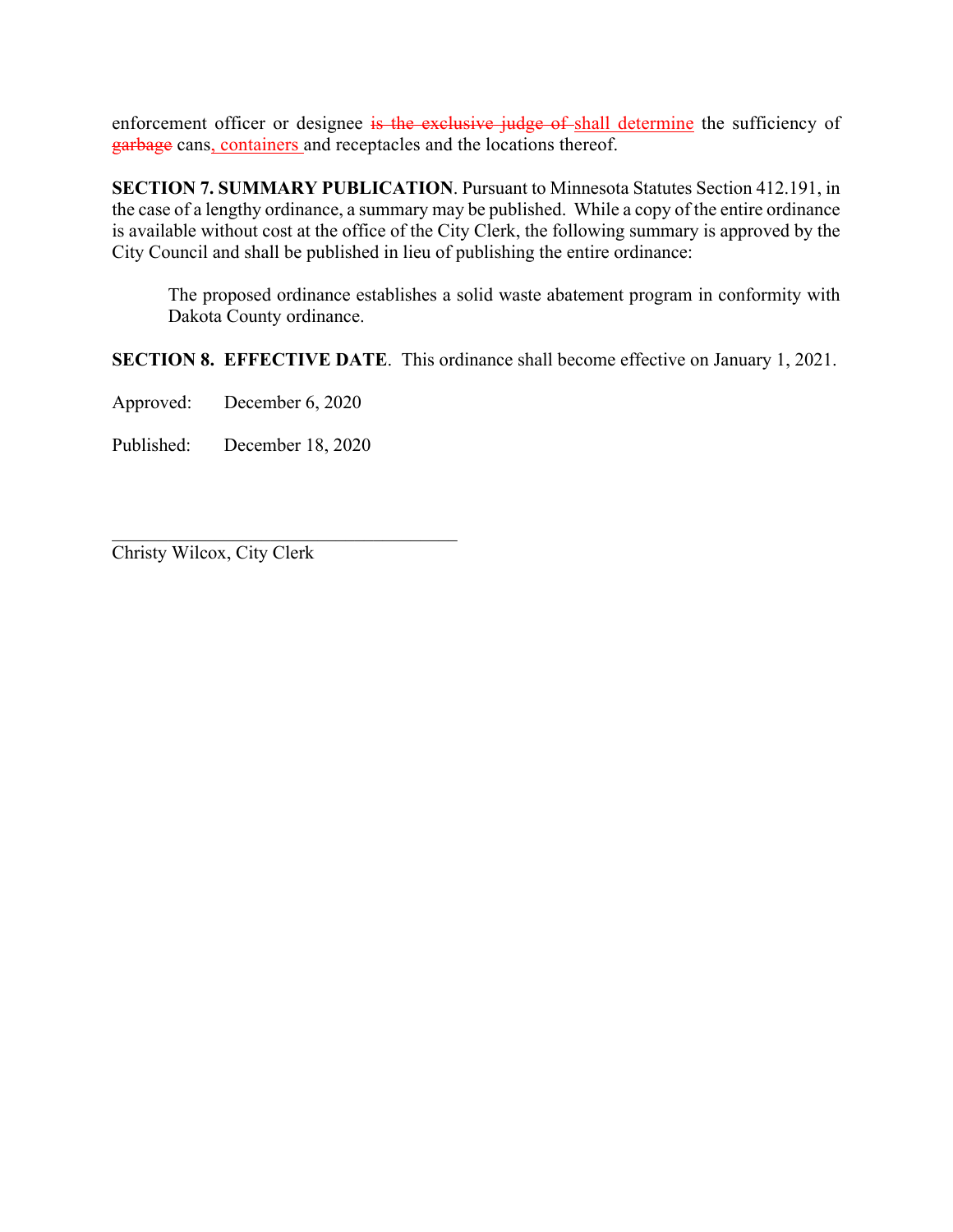enforcement officer or designee ~~is the exclusive judge of~~ shall determine the sufficiency of ~~garbage~~ cans, containers and receptacles and the locations thereof.

**SECTION 7. SUMMARY PUBLICATION**. Pursuant to Minnesota Statutes Section 412.191, in the case of a lengthy ordinance, a summary may be published. While a copy of the entire ordinance is available without cost at the office of the City Clerk, the following summary is approved by the City Council and shall be published in lieu of publishing the entire ordinance:

> The proposed ordinance establishes a solid waste abatement program in conformity with Dakota County ordinance.

**SECTION 8. EFFECTIVE DATE**. This ordinance shall become effective on January 1, 2021.

Approved: December 6, 2020

Published: December 18, 2020

\_\_\_\_\_\_\_\_\_\_\_\_\_\_\_\_\_\_\_\_\_\_\_\_\_\_\_\_\_\_\_\_\_\_\_\_

Christy Wilcox, City Clerk